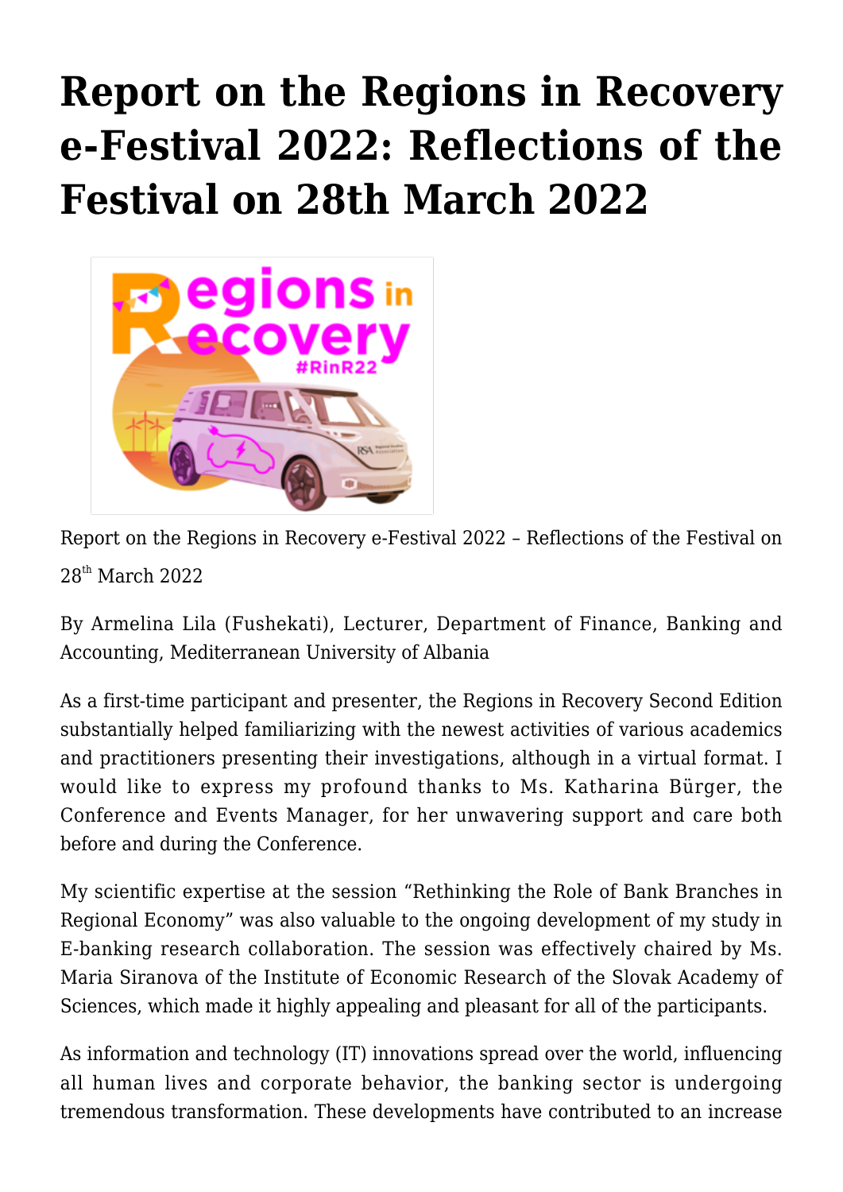# Report on the Regions in Recovery e-Festival 2022: Reflections of the Festival on 28th March 2022

Report on the Regions in Recovery e-Festival 2022 – Reflections of the Festival on 28th March 2022

By Armelina Lila (Fushekati), Lecturer, Department of Finance, Banking and Accounting, Mediterranean University of Albania

As a first-time participant and presenter, the Regions in Recovery Second Edition substantially helped familiarizing with the newest activities of various academics and practitioners presenting their investigations, although in a virtual format. I would like to express my profound thanks to Ms. Katharina Bürger, the Conference and Events Manager, for her unwavering support and care both before and during the Conference.

My scientific expertise at the session "Rethinking the Role of Bank Branches in Regional Economy" was also valuable to the ongoing development of my study in E-banking research collaboration. The session was effectively chaired by Ms. Maria Siranova of the Institute of Economic Research of the Slovak Academy of Sciences, which made it highly appealing and pleasant for all of the participants.

As information and technology (IT) innovations spread over the world, influencing all human lives and corporate behavior, the banking sector is undergoing tremendous transformation. These developments have contributed to an increase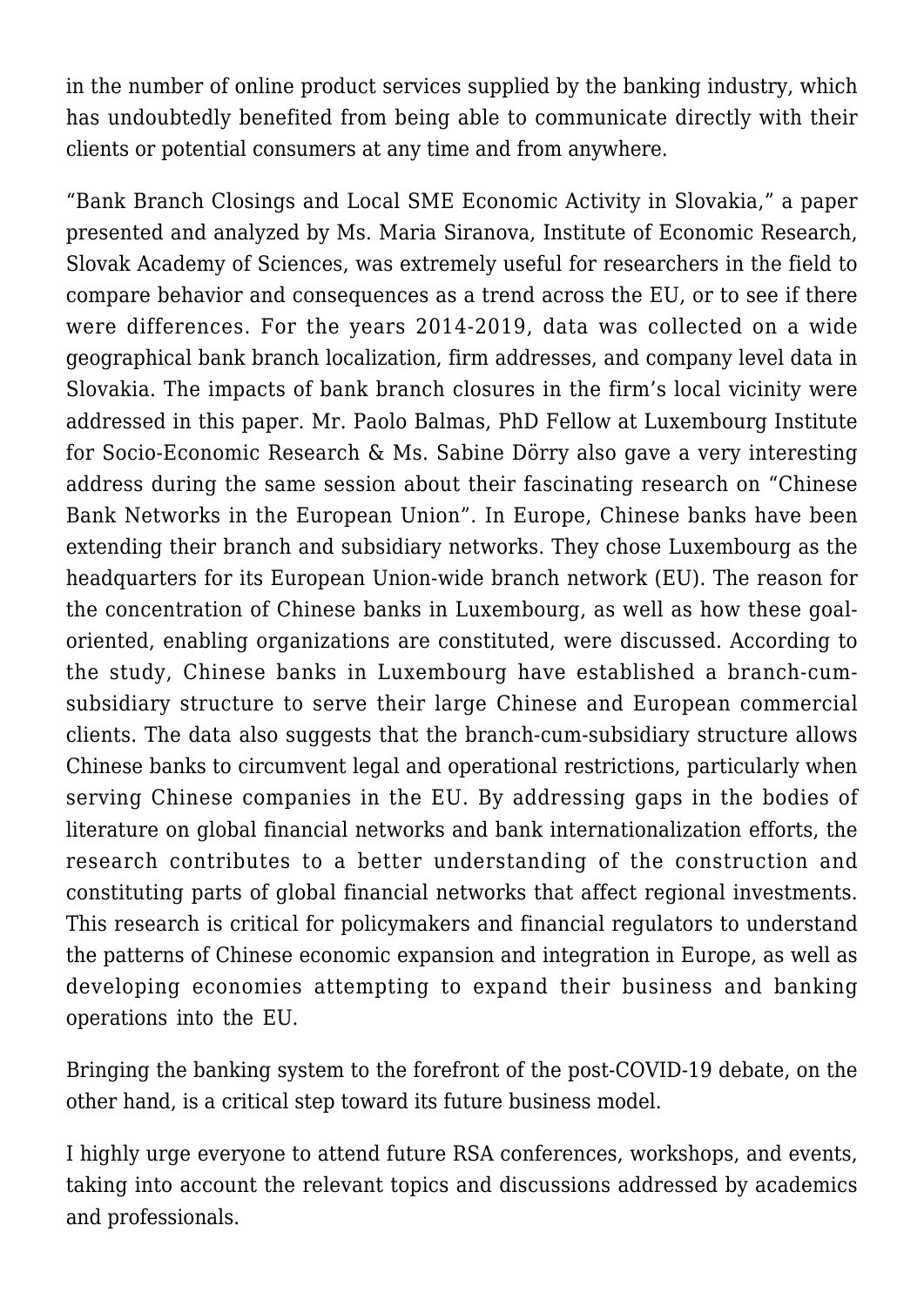in the number of online product services supplied by the banking industry, which has undoubtedly benefited from being able to communicate directly with their clients or potential consumers at any time and from anywhere.

"Bank Branch Closings and Local SME Economic Activity in Slovakia," a paper presented and analyzed by Ms. Maria Siranova, Institute of Economic Research, Slovak Academy of Sciences, was extremely useful for researchers in the field to compare behavior and consequences as a trend across the EU, or to see if there were differences. For the years 2014-2019, data was collected on a wide geographical bank branch localization, firm addresses, and company level data in Slovakia. The impacts of bank branch closures in the firm's local vicinity were addressed in this paper. Mr. Paolo Balmas, PhD Fellow at Luxembourg Institute for Socio-Economic Research & Ms. Sabine Dörry also gave a very interesting address during the same session about their fascinating research on "Chinese Bank Networks in the European Union". In Europe, Chinese banks have been extending their branch and subsidiary networks. They chose Luxembourg as the headquarters for its European Union-wide branch network (EU). The reason for the concentration of Chinese banks in Luxembourg, as well as how these goal-oriented, enabling organizations are constituted, were discussed. According to the study, Chinese banks in Luxembourg have established a branch-cum-subsidiary structure to serve their large Chinese and European commercial clients. The data also suggests that the branch-cum-subsidiary structure allows Chinese banks to circumvent legal and operational restrictions, particularly when serving Chinese companies in the EU. By addressing gaps in the bodies of literature on global financial networks and bank internationalization efforts, the research contributes to a better understanding of the construction and constituting parts of global financial networks that affect regional investments. This research is critical for policymakers and financial regulators to understand the patterns of Chinese economic expansion and integration in Europe, as well as developing economies attempting to expand their business and banking operations into the EU.

Bringing the banking system to the forefront of the post-COVID-19 debate, on the other hand, is a critical step toward its future business model.

I highly urge everyone to attend future RSA conferences, workshops, and events, taking into account the relevant topics and discussions addressed by academics and professionals.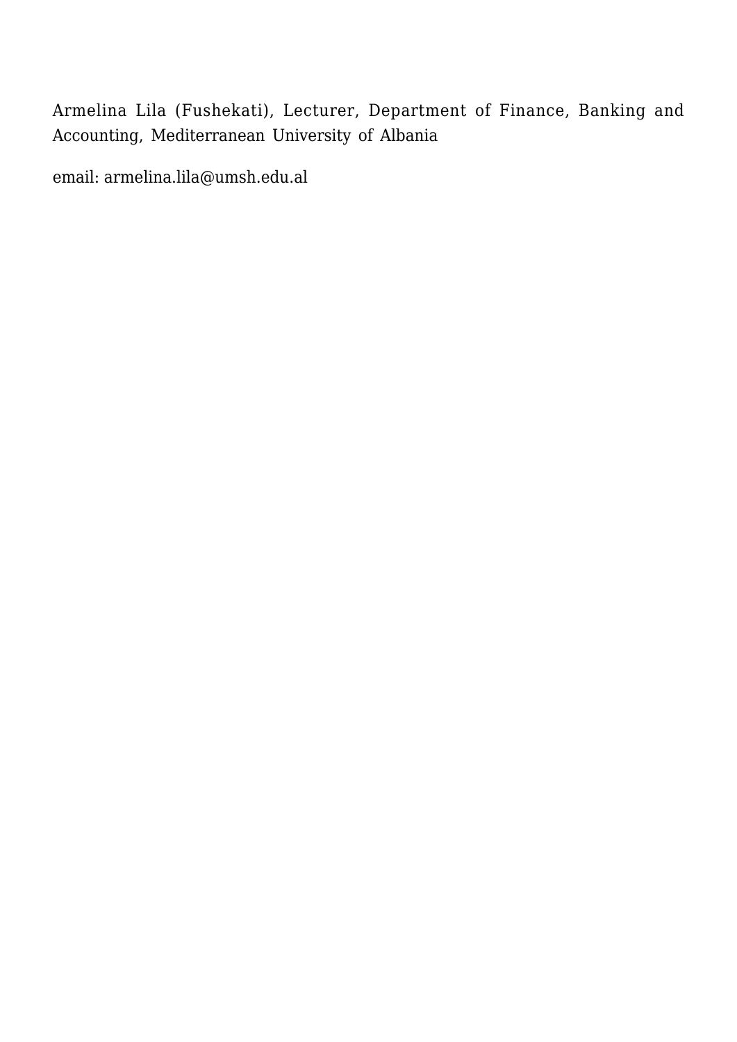Armelina Lila (Fushekati), Lecturer, Department of Finance, Banking and Accounting, Mediterranean University of Albania

email: armelina.lila@umsh.edu.al